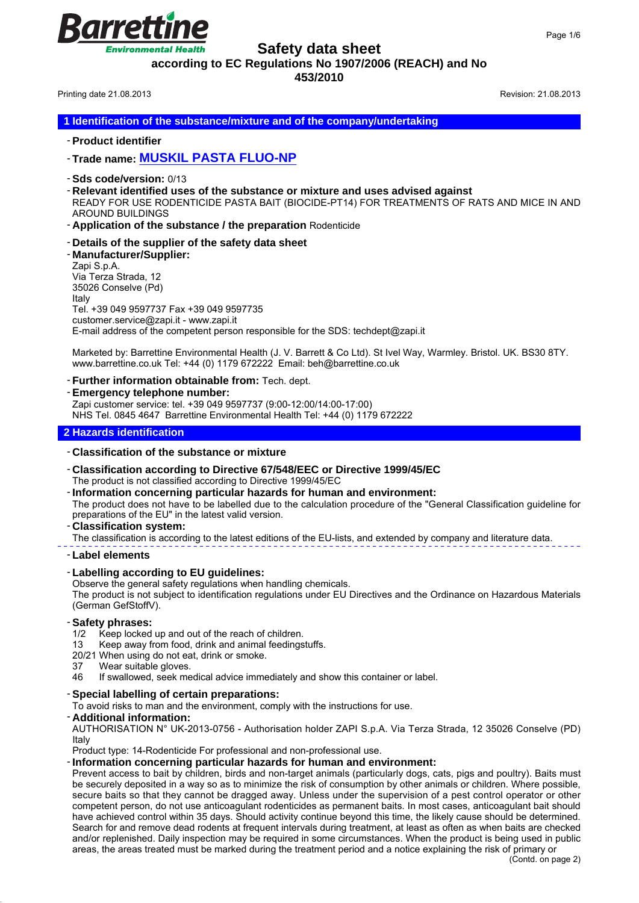# Safety data sheet

**according to EC Regulations No 1907/2006 (REACH) and No 453/2010**

Printing date 21.08.2013 Revision: 21.08.2013

## 1 Identification of the substance/mixture and of the company/undertaking

- **Product identifier**
- **Trade name: MUSKIL PASTA FLUO-NP**
- **Sds code/version:** 0/13
- **Relevant identified uses of the substance or mixture and uses advised against**
  READY FOR USE RODENTICIDE PASTA BAIT (BIOCIDE-PT14) FOR TREATMENTS OF RATS AND MICE IN AND AROUND BUILDINGS
- **Application of the substance / the preparation** Rodenticide
- **Details of the supplier of the safety data sheet**
- **Manufacturer/Supplier:**
  Zapi S.p.A.
  Via Terza Strada, 12
  35026 Conselve (Pd)
  Italy
  Tel. +39 049 9597737 Fax +39 049 9597735
  customer.service@zapi.it - www.zapi.it
  E-mail address of the competent person responsible for the SDS: techdept@zapi.it

  Marketed by: Barrettine Environmental Health (J. V. Barrett & Co Ltd). St Ivel Way, Warmley. Bristol. UK. BS30 8TY. www.barrettine.co.uk Tel: +44 (0) 1179 672222 Email: beh@barrettine.co.uk
- **Further information obtainable from:** Tech. dept.
- **Emergency telephone number:**
  Zapi customer service: tel. +39 049 9597737 (9:00-12:00/14:00-17:00)
  NHS Tel. 0845 4647 Barrettine Environmental Health Tel: +44 (0) 1179 672222

## 2 Hazards identification

- **Classification of the substance or mixture**
- **Classification according to Directive 67/548/EEC or Directive 1999/45/EC**
  The product is not classified according to Directive 1999/45/EC
- **Information concerning particular hazards for human and environment:**
  The product does not have to be labelled due to the calculation procedure of the "General Classification guideline for preparations of the EU" in the latest valid version.
- **Classification system:**
  The classification is according to the latest editions of the EU-lists, and extended by company and literature data.

---

- **Label elements**
- **Labelling according to EU guidelines:**
  Observe the general safety regulations when handling chemicals.
  The product is not subject to identification regulations under EU Directives and the Ordinance on Hazardous Materials (German GefStoffV).
- **Safety phrases:**
  1/2 Keep locked up and out of the reach of children.
  13 Keep away from food, drink and animal feedingstuffs.
  20/21 When using do not eat, drink or smoke.
  37 Wear suitable gloves.
  46 If swallowed, seek medical advice immediately and show this container or label.
- **Special labelling of certain preparations:**
  To avoid risks to man and the environment, comply with the instructions for use.
- **Additional information:**
  AUTHORISATION N° UK-2013-0756 - Authorisation holder ZAPI S.p.A. Via Terza Strada, 12 35026 Conselve (PD) Italy
  Product type: 14-Rodenticide For professional and non-professional use.
- **Information concerning particular hazards for human and environment:**
  Prevent access to bait by children, birds and non-target animals (particularly dogs, cats, pigs and poultry). Baits must be securely deposited in a way so as to minimize the risk of consumption by other animals or children. Where possible, secure baits so that they cannot be dragged away. Unless under the supervision of a pest control operator or other competent person, do not use anticoagulant rodenticides as permanent baits. In most cases, anticoagulant bait should have achieved control within 35 days. Should activity continue beyond this time, the likely cause should be determined. Search for and remove dead rodents at frequent intervals during treatment, at least as often as when baits are checked and/or replenished. Daily inspection may be required in some circumstances. When the product is being used in public areas, the areas treated must be marked during the treatment period and a notice explaining the risk of primary or

(Contd. on page 2)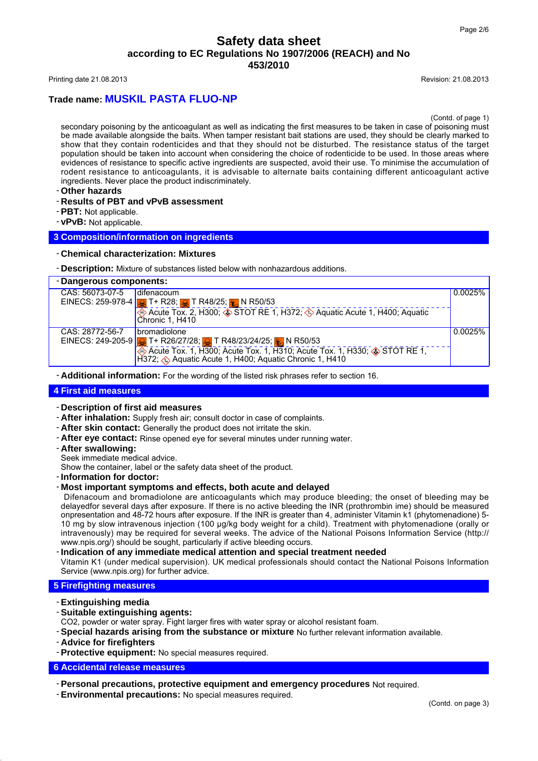# Safety data sheet
## according to EC Regulations No 1907/2006 (REACH) and No 453/2010

Printing date 21.08.2013 Revision: 21.08.2013

## Trade name: MUSKIL PASTA FLUO-NP

(Contd. of page 1)

secondary poisoning by the anticoagulant as well as indicating the first measures to be taken in case of poisoning must be made available alongside the baits. When tamper resistant bait stations are used, they should be clearly marked to show that they contain rodenticides and that they should not be disturbed. The resistance status of the target population should be taken into account when considering the choice of rodenticide to be used. In those areas where evidences of resistance to specific active ingredients are suspected, avoid their use. To minimise the accumulation of rodent resistance to anticoagulants, it is advisable to alternate baits containing different anticoagulant active ingredients. Never place the product indiscriminately.

- **Other hazards**
- **Results of PBT and vPvB assessment**
- **PBT:** Not applicable.
- **vPvB:** Not applicable.

## 3 Composition/information on ingredients

- **Chemical characterization: Mixtures**
- **Description:** Mixture of substances listed below with nonhazardous additions.

| - Dangerous components: | | |
|---|---|---|
| CAS: 56073-07-5<br>EINECS: 259-978-4 | difenacoum<br>T+ R28; T R48/25; N R50/53<br>Acute Tox. 2, H300; STOT RE 1, H372; Aquatic Acute 1, H400; Aquatic Chronic 1, H410 | 0.0025% |
| CAS: 28772-56-7<br>EINECS: 249-205-9 | bromadiolone<br>T+ R26/27/28; T R48/23/24/25; N R50/53<br>Acute Tox. 1, H300; Acute Tox. 1, H310; Acute Tox. 1, H330; STOT RE 1, H372; Aquatic Acute 1, H400; Aquatic Chronic 1, H410 | 0.0025% |

- **Additional information:** For the wording of the listed risk phrases refer to section 16.

## 4 First aid measures

- **Description of first aid measures**
- **After inhalation:** Supply fresh air; consult doctor in case of complaints.
- **After skin contact:** Generally the product does not irritate the skin.
- **After eye contact:** Rinse opened eye for several minutes under running water.
- **After swallowing:**
  Seek immediate medical advice.
  Show the container, label or the safety data sheet of the product.
- **Information for doctor:**
- **Most important symptoms and effects, both acute and delayed**
  Difenacoum and bromadiolone are anticoagulants which may produce bleeding; the onset of bleeding may be delayedfor several days after exposure. If there is no active bleeding the INR (prothrombin ime) should be measured onpresentation and 48-72 hours after exposure. If the INR is greater than 4, administer Vitamin k1 (phytomenadione) 5-10 mg by slow intravenous injection (100 µg/kg body weight for a child). Treatment with phytomenadione (orally or intravenously) may be required for several weeks. The advice of the National Poisons Information Service (http://www.npis.org/) should be sought, particularly if active bleeding occurs.
- **Indication of any immediate medical attention and special treatment needed**
  Vitamin K1 (under medical supervision). UK medical professionals should contact the National Poisons Information Service (www.npis.org) for further advice.

## 5 Firefighting measures

- **Extinguishing media**
- **Suitable extinguishing agents:**
  $CO_2$, powder or water spray. Fight larger fires with water spray or alcohol resistant foam.
- **Special hazards arising from the substance or mixture** No further relevant information available.
- **Advice for firefighters**
- **Protective equipment:** No special measures required.

## 6 Accidental release measures

- **Personal precautions, protective equipment and emergency procedures** Not required.
- **Environmental precautions:** No special measures required.

(Contd. on page 3)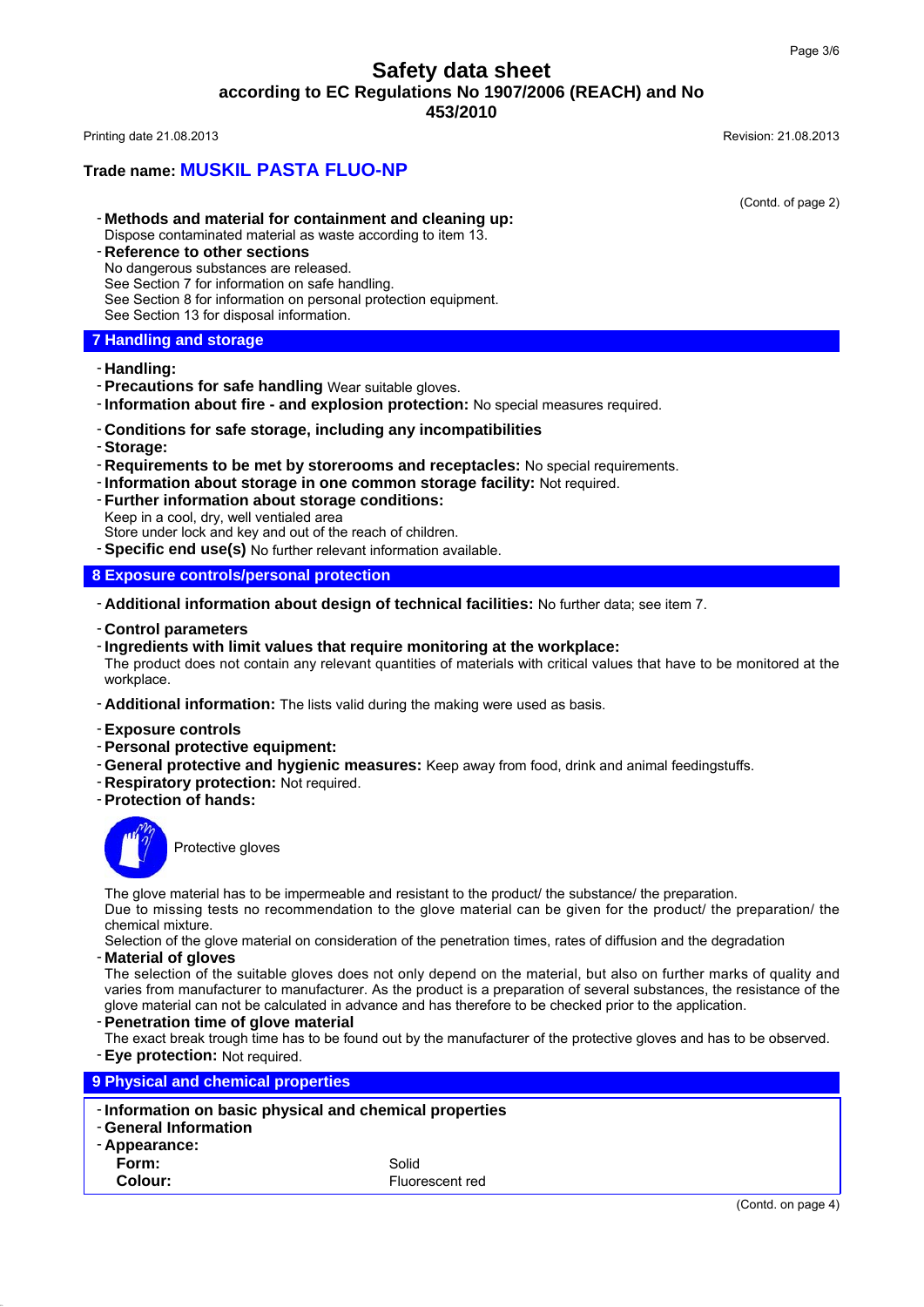# Safety data sheet

## according to EC Regulations No 1907/2006 (REACH) and No 453/2010

Printing date 21.08.2013 Revision: 21.08.2013

**Trade name: MUSKIL PASTA FLUO-NP**

(Contd. of page 2)

- **Methods and material for containment and cleaning up:**
  Dispose contaminated material as waste according to item 13.
- **Reference to other sections**
  No dangerous substances are released.
  See Section 7 for information on safe handling.
  See Section 8 for information on personal protection equipment.
  See Section 13 for disposal information.

## 7 Handling and storage

- **Handling:**
- **Precautions for safe handling** Wear suitable gloves.
- **Information about fire - and explosion protection:** No special measures required.

- **Conditions for safe storage, including any incompatibilities**
- **Storage:**
- **Requirements to be met by storerooms and receptacles:** No special requirements.
- **Information about storage in one common storage facility:** Not required.
- **Further information about storage conditions:**
  Keep in a cool, dry, well ventialed area
  Store under lock and key and out of the reach of children.
- **Specific end use(s)** No further relevant information available.

## 8 Exposure controls/personal protection

- **Additional information about design of technical facilities:** No further data; see item 7.

- **Control parameters**
- **Ingredients with limit values that require monitoring at the workplace:**
  The product does not contain any relevant quantities of materials with critical values that have to be monitored at the workplace.

- **Additional information:** The lists valid during the making were used as basis.

- **Exposure controls**
- **Personal protective equipment:**
- **General protective and hygienic measures:** Keep away from food, drink and animal feedingstuffs.
- **Respiratory protection:** Not required.
- **Protection of hands:**

  Protective gloves

  The glove material has to be impermeable and resistant to the product/ the substance/ the preparation.
  Due to missing tests no recommendation to the glove material can be given for the product/ the preparation/ the chemical mixture.
  Selection of the glove material on consideration of the penetration times, rates of diffusion and the degradation
- **Material of gloves**
  The selection of the suitable gloves does not only depend on the material, but also on further marks of quality and varies from manufacturer to manufacturer. As the product is a preparation of several substances, the resistance of the glove material can not be calculated in advance and has therefore to be checked prior to the application.
- **Penetration time of glove material**
  The exact break trough time has to be found out by the manufacturer of the protective gloves and has to be observed.
- **Eye protection:** Not required.

## 9 Physical and chemical properties

- **Information on basic physical and chemical properties**
- **General Information**
- **Appearance:**

| | |
|---|---|
| **Form:** | Solid |
| **Colour:** | Fluorescent red |

(Contd. on page 4)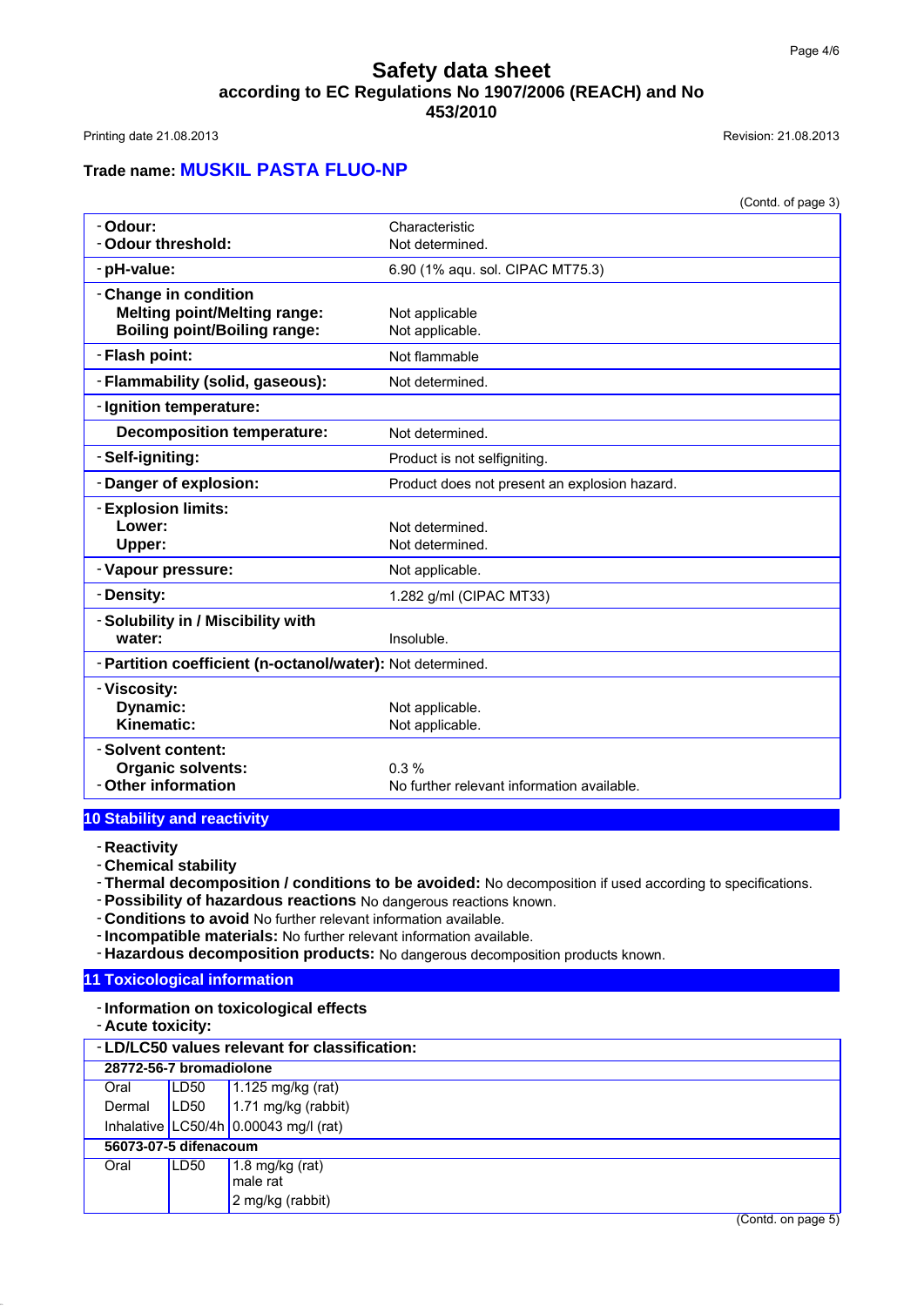**Trade name: MUSKIL PASTA FLUO-NP**

(Contd. of page 3)

| | |
|---|---|
| **- Odour:** | Characteristic |
| **- Odour threshold:** | Not determined. |
| **- pH-value:** | 6.90 (1% aqu. sol. CIPAC MT75.3) |
| **- Change in condition** | |
| **Melting point/Melting range:** | Not applicable |
| **Boiling point/Boiling range:** | Not applicable. |
| **- Flash point:** | Not flammable |
| **- Flammability (solid, gaseous):** | Not determined. |
| **- Ignition temperature:** | |
| **Decomposition temperature:** | Not determined. |
| **- Self-igniting:** | Product is not selfigniting. |
| **- Danger of explosion:** | Product does not present an explosion hazard. |
| **- Explosion limits:** | |
| **Lower:** | Not determined. |
| **Upper:** | Not determined. |
| **- Vapour pressure:** | Not applicable. |
| **- Density:** | 1.282 g/ml (CIPAC MT33) |
| **- Solubility in / Miscibility with water:** | Insoluble. |
| **- Partition coefficient (n-octanol/water):** | Not determined. |
| **- Viscosity:** | |
| **Dynamic:** | Not applicable. |
| **Kinematic:** | Not applicable. |
| **- Solvent content:** | |
| **Organic solvents:** | 0.3 % |
| **- Other information** | No further relevant information available. |

## 10 Stability and reactivity

- **Reactivity**
- **Chemical stability**
- **Thermal decomposition / conditions to be avoided:** No decomposition if used according to specifications.
- **Possibility of hazardous reactions** No dangerous reactions known.
- **Conditions to avoid** No further relevant information available.
- **Incompatible materials:** No further relevant information available.
- **Hazardous decomposition products:** No dangerous decomposition products known.

## 11 Toxicological information

- **Information on toxicological effects**
- **Acute toxicity:**

| **- LD/LC50 values relevant for classification:** | | |
|---|---|---|
| **28772-56-7 bromadiolone** | | |
| Oral | LD50 | 1.125 mg/kg (rat) |
| Dermal | LD50 | 1.71 mg/kg (rabbit) |
| Inhalative | LC50/4h | 0.00043 mg/l (rat) |
| **56073-07-5 difenacoum** | | |
| Oral | LD50 | 1.8 mg/kg (rat) male rat |
| | | 2 mg/kg (rabbit) |

(Contd. on page 5)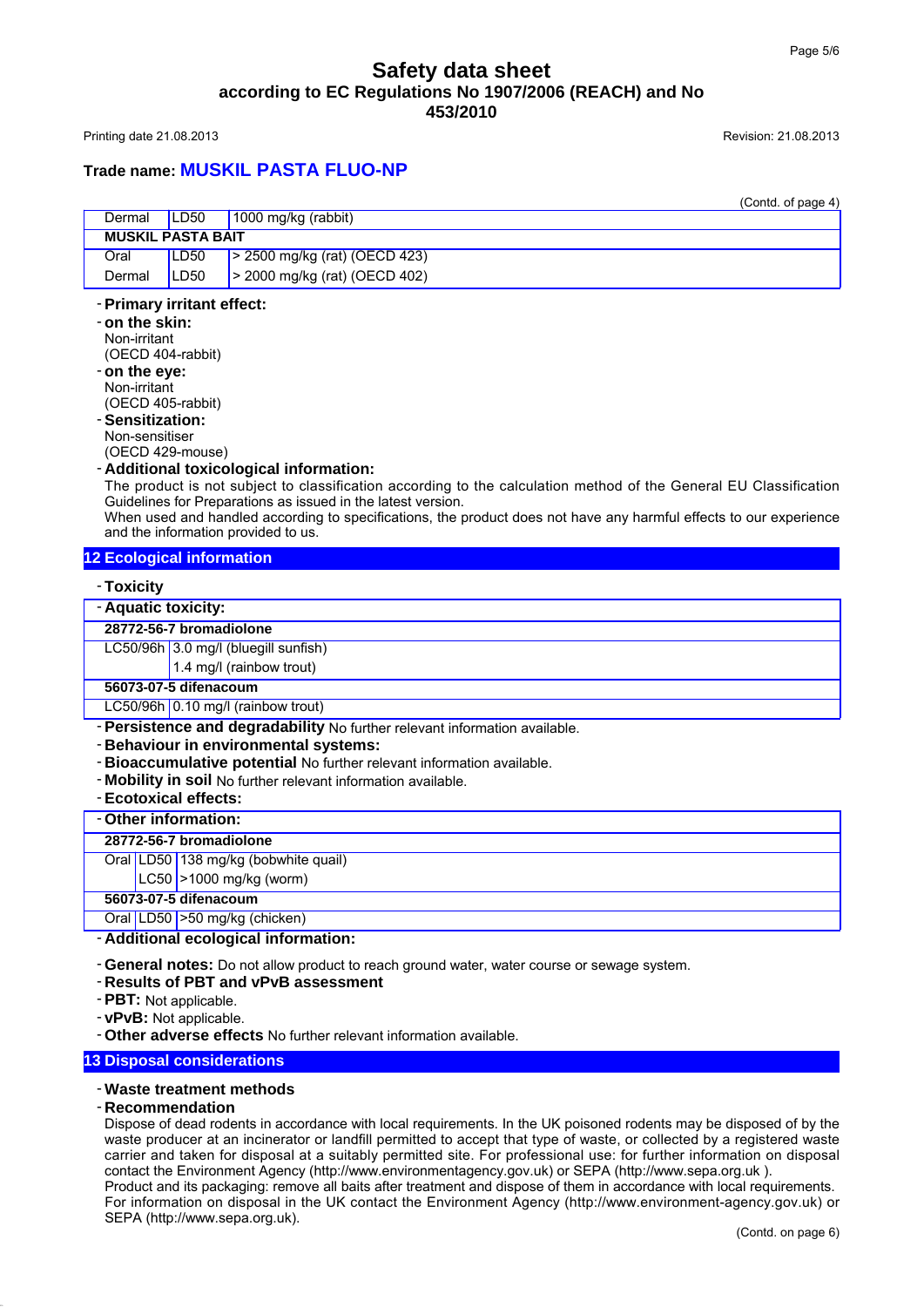# Safety data sheet
## according to EC Regulations No 1907/2006 (REACH) and No 453/2010

Printing date 21.08.2013 Revision: 21.08.2013

## Trade name: MUSKIL PASTA FLUO-NP

(Contd. of page 4)

| | | |
|---|---|---|
| Dermal | LD50 | 1000 mg/kg (rabbit) |
| **MUSKIL PASTA BAIT** | | |
| Oral | LD50 | > 2500 mg/kg (rat) (OECD 423) |
| Dermal | LD50 | > 2000 mg/kg (rat) (OECD 402) |

- **Primary irritant effect:**
- **on the skin:**
  Non-irritant
  (OECD 404-rabbit)
- **on the eye:**
  Non-irritant
  (OECD 405-rabbit)
- **Sensitization:**
  Non-sensitiser
  (OECD 429-mouse)
- **Additional toxicological information:**
  The product is not subject to classification according to the calculation method of the General EU Classification Guidelines for Preparations as issued in the latest version.
  When used and handled according to specifications, the product does not have any harmful effects to our experience and the information provided to us.

## 12 Ecological information

- **Toxicity**

| - **Aquatic toxicity:** | |
|---|---|
| **28772-56-7 bromadiolone** | |
| LC50/96h | 3.0 mg/l (bluegill sunfish) |
| | 1.4 mg/l (rainbow trout) |
| **56073-07-5 difenacoum** | |
| LC50/96h | 0.10 mg/l (rainbow trout) |

- **Persistence and degradability** No further relevant information available.
- **Behaviour in environmental systems:**
- **Bioaccumulative potential** No further relevant information available.
- **Mobility in soil** No further relevant information available.
- **Ecotoxical effects:**

| - **Other information:** | | |
|---|---|---|
| **28772-56-7 bromadiolone** | | |
| Oral | LD50 | 138 mg/kg (bobwhite quail) |
| | LC50 | >1000 mg/kg (worm) |
| **56073-07-5 difenacoum** | | |
| Oral | LD50 | >50 mg/kg (chicken) |

- **Additional ecological information:**
- **General notes:** Do not allow product to reach ground water, water course or sewage system.
- **Results of PBT and vPvB assessment**
- **PBT:** Not applicable.
- **vPvB:** Not applicable.
- **Other adverse effects** No further relevant information available.

## 13 Disposal considerations

- **Waste treatment methods**
- **Recommendation**
  Dispose of dead rodents in accordance with local requirements. In the UK poisoned rodents may be disposed of by the waste producer at an incinerator or landfill permitted to accept that type of waste, or collected by a registered waste carrier and taken for disposal at a suitably permitted site. For professional use: for further information on disposal contact the Environment Agency (http://www.environmentagency.gov.uk) or SEPA (http://www.sepa.org.uk ).
  Product and its packaging: remove all baits after treatment and dispose of them in accordance with local requirements. For information on disposal in the UK contact the Environment Agency (http://www.environment-agency.gov.uk) or SEPA (http://www.sepa.org.uk).

(Contd. on page 6)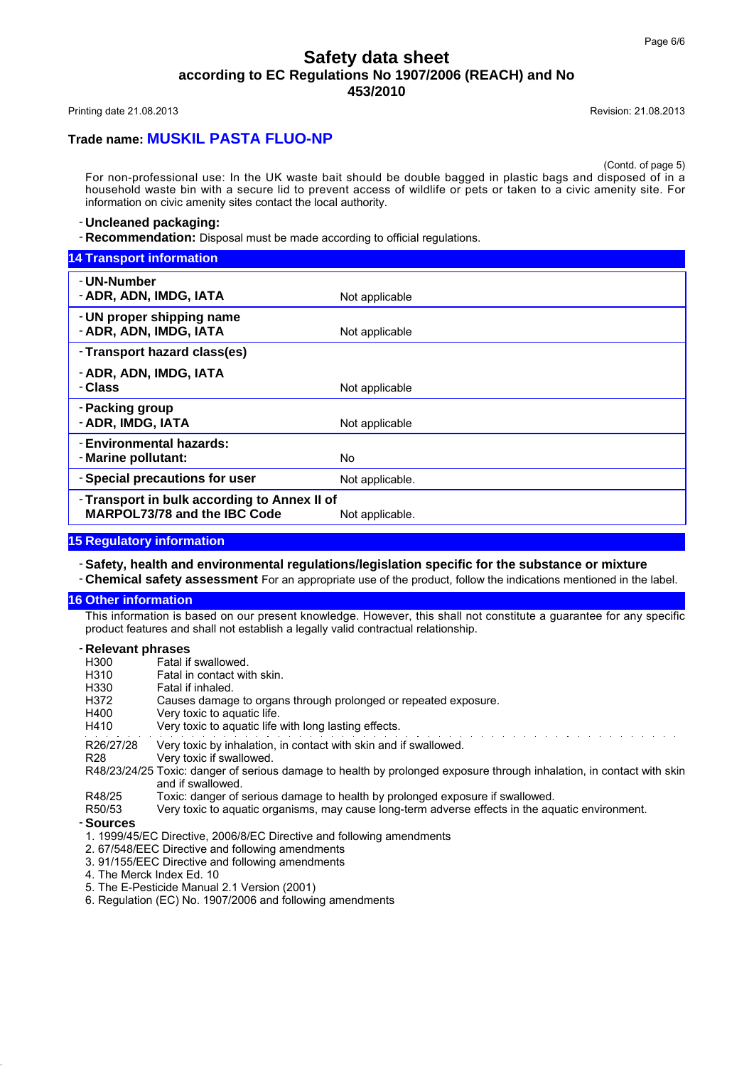# Safety data sheet

## according to EC Regulations No 1907/2006 (REACH) and No 453/2010

Printing date 21.08.2013 Revision: 21.08.2013

**Trade name: MUSKIL PASTA FLUO-NP**

(Contd. of page 5)

For non-professional use: In the UK waste bait should be double bagged in plastic bags and disposed of in a household waste bin with a secure lid to prevent access of wildlife or pets or taken to a civic amenity site. For information on civic amenity sites contact the local authority.

- **Uncleaned packaging:**
- **Recommendation:** Disposal must be made according to official regulations.

## 14 Transport information

| | |
|---|---|
| - **UN-Number**<br>- **ADR, ADN, IMDG, IATA** | Not applicable |
| - **UN proper shipping name**<br>- **ADR, ADN, IMDG, IATA** | Not applicable |
| - **Transport hazard class(es)** | |
| - **ADR, ADN, IMDG, IATA**<br>- **Class** | Not applicable |
| - **Packing group**<br>- **ADR, IMDG, IATA** | Not applicable |
| - **Environmental hazards:**<br>- **Marine pollutant:** | No |
| - **Special precautions for user** | Not applicable. |
| - **Transport in bulk according to Annex II of MARPOL73/78 and the IBC Code** | Not applicable. |

## 15 Regulatory information

- **Safety, health and environmental regulations/legislation specific for the substance or mixture**
- **Chemical safety assessment** For an appropriate use of the product, follow the indications mentioned in the label.

## 16 Other information

This information is based on our present knowledge. However, this shall not constitute a guarantee for any specific product features and shall not establish a legally valid contractual relationship.

- **Relevant phrases**

H300 Fatal if swallowed.
H310 Fatal in contact with skin.
H330 Fatal if inhaled.
H372 Causes damage to organs through prolonged or repeated exposure.
H400 Very toxic to aquatic life.
H410 Very toxic to aquatic life with long lasting effects.

R26/27/28 Very toxic by inhalation, in contact with skin and if swallowed.
R28 Very toxic if swallowed.
R48/23/24/25 Toxic: danger of serious damage to health by prolonged exposure through inhalation, in contact with skin and if swallowed.
R48/25 Toxic: danger of serious damage to health by prolonged exposure if swallowed.
R50/53 Very toxic to aquatic organisms, may cause long-term adverse effects in the aquatic environment.

- **Sources**

1. 1999/45/EC Directive, 2006/8/EC Directive and following amendments
2. 67/548/EEC Directive and following amendments
3. 91/155/EEC Directive and following amendments
4. The Merck Index Ed. 10
5. The E-Pesticide Manual 2.1 Version (2001)
6. Regulation (EC) No. 1907/2006 and following amendments